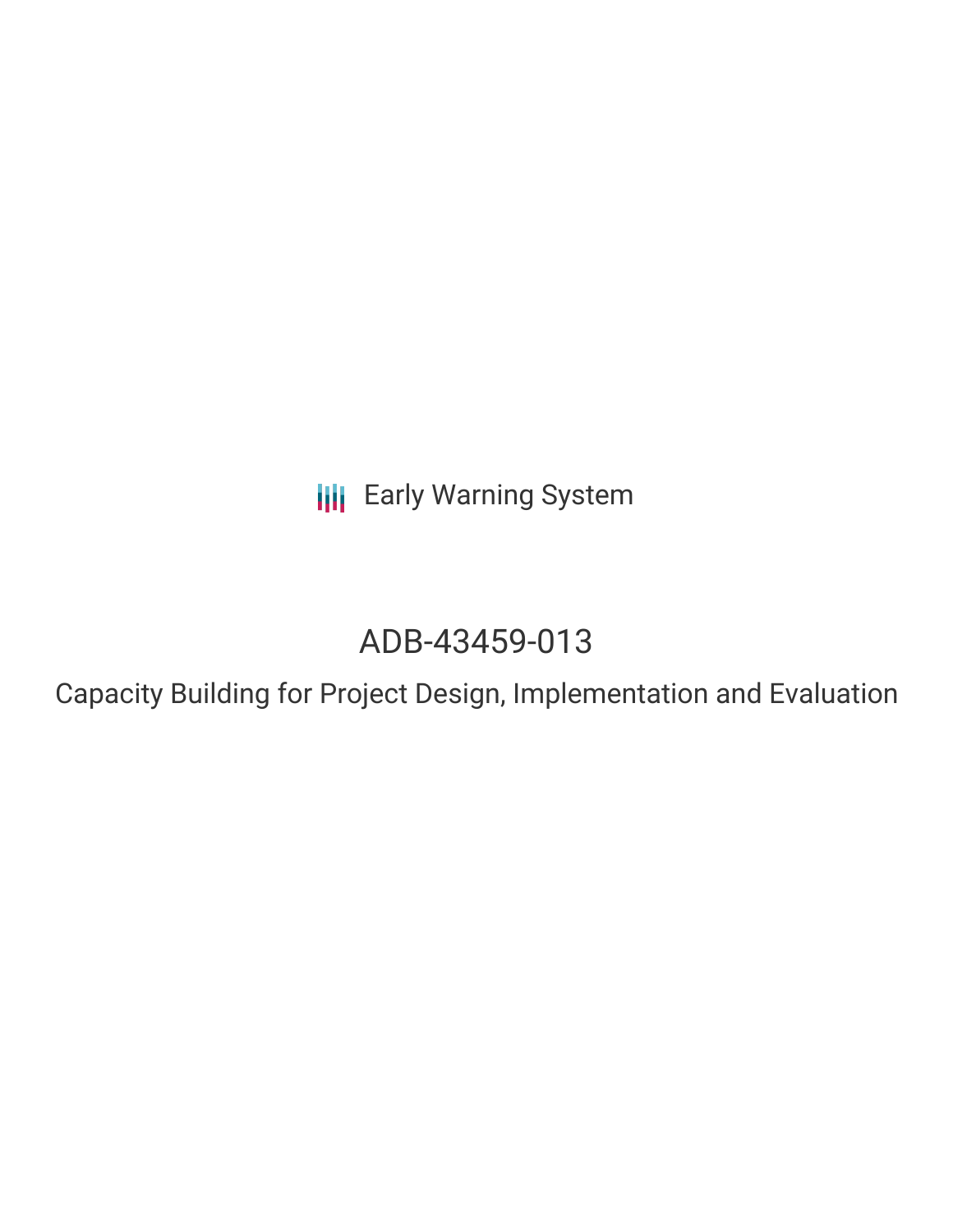Early Warning System

# ADB-43459-013

## Capacity Building for Project Design, Implementation and Evaluation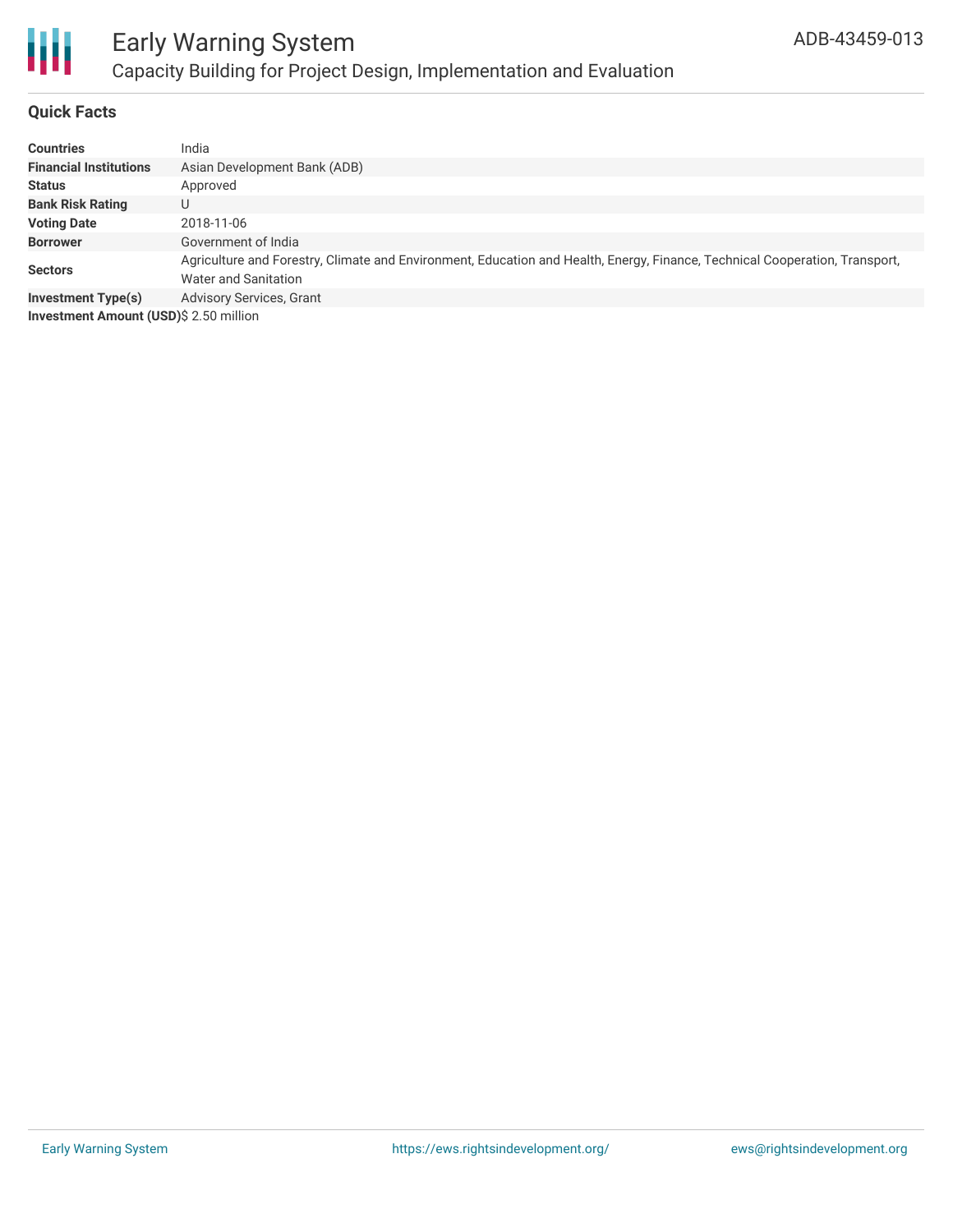# Early Warning System

## Capacity Building for Project Design, Implementation and Evaluation

ADB-43459-013

### Quick Facts

| | |
|---|---|
| **Countries** | India |
| **Financial Institutions** | Asian Development Bank (ADB) |
| **Status** | Approved |
| **Bank Risk Rating** | U |
| **Voting Date** | 2018-11-06 |
| **Borrower** | Government of India |
| **Sectors** | Agriculture and Forestry, Climate and Environment, Education and Health, Energy, Finance, Technical Cooperation, Transport, Water and Sanitation |
| **Investment Type(s)** | Advisory Services, Grant |
| **Investment Amount (USD)** | $ 2.50 million |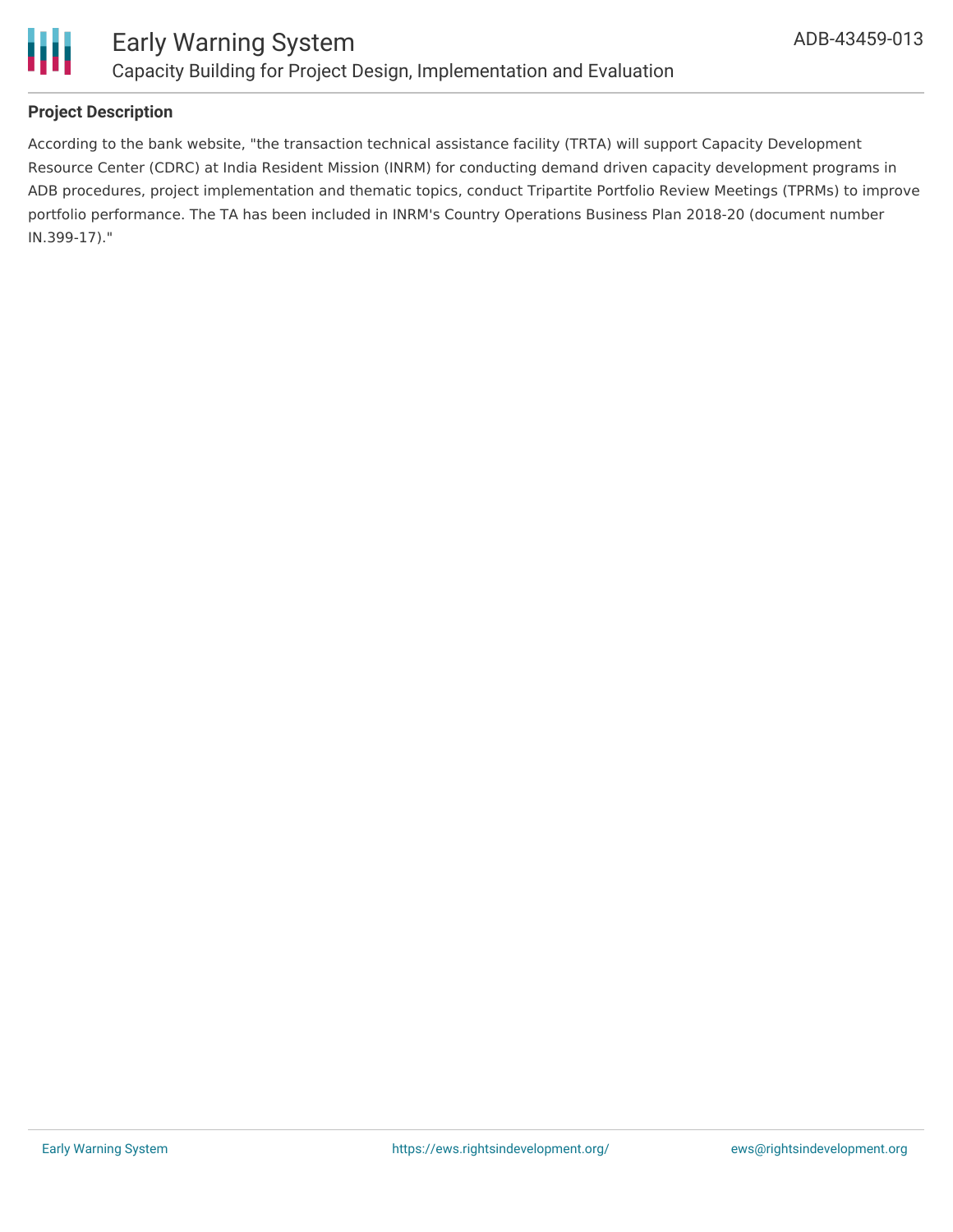**Project Description**

According to the bank website, "the transaction technical assistance facility (TRTA) will support Capacity Development Resource Center (CDRC) at India Resident Mission (INRM) for conducting demand driven capacity development programs in ADB procedures, project implementation and thematic topics, conduct Tripartite Portfolio Review Meetings (TPRMs) to improve portfolio performance. The TA has been included in INRM's Country Operations Business Plan 2018-20 (document number IN.399-17)."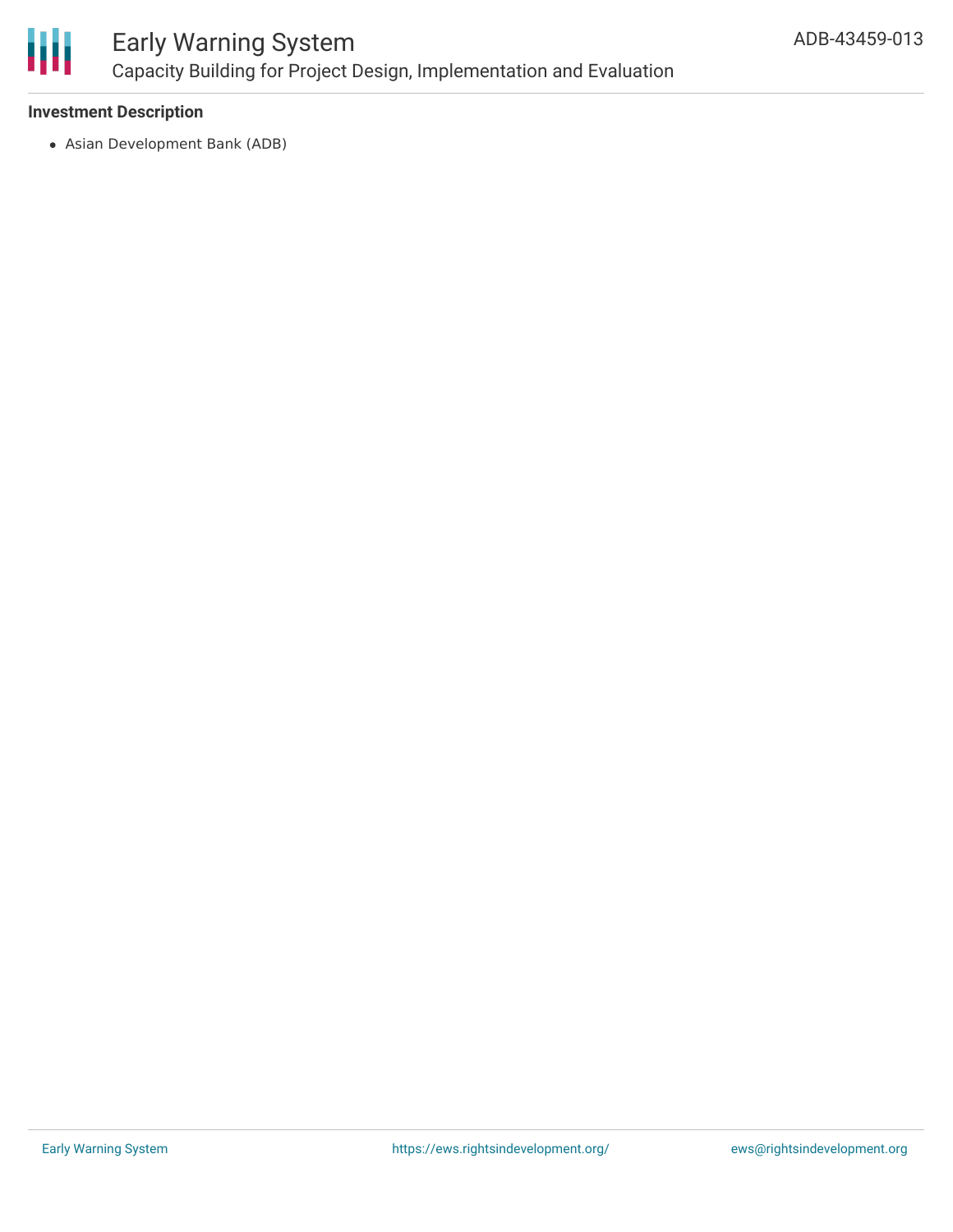**Investment Description**

- Asian Development Bank (ADB)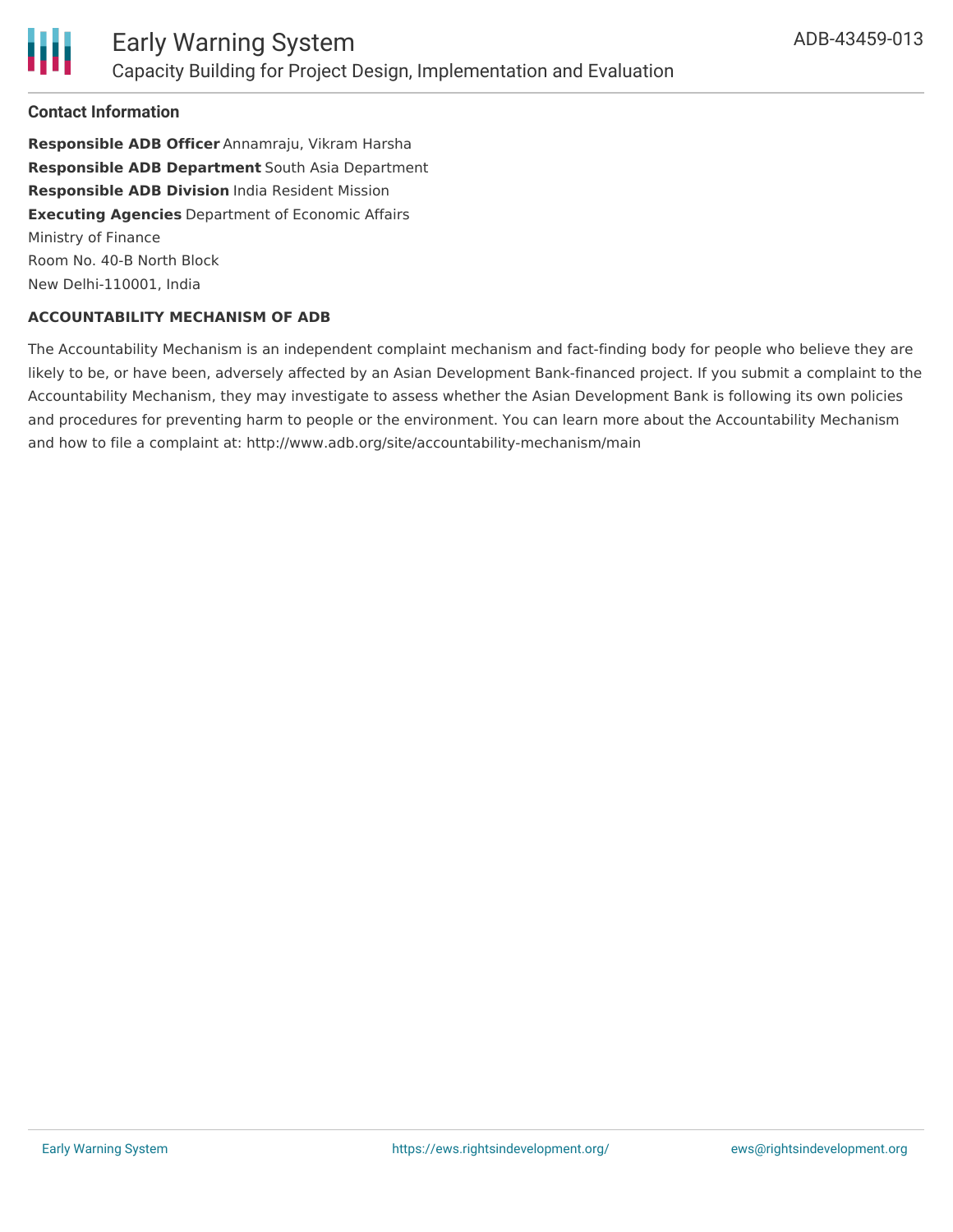### Contact Information

**Responsible ADB Officer** Annamraju, Vikram Harsha
**Responsible ADB Department** South Asia Department
**Responsible ADB Division** India Resident Mission
**Executing Agencies** Department of Economic Affairs
Ministry of Finance
Room No. 40-B North Block
New Delhi-110001, India

**ACCOUNTABILITY MECHANISM OF ADB**

The Accountability Mechanism is an independent complaint mechanism and fact-finding body for people who believe they are likely to be, or have been, adversely affected by an Asian Development Bank-financed project. If you submit a complaint to the Accountability Mechanism, they may investigate to assess whether the Asian Development Bank is following its own policies and procedures for preventing harm to people or the environment. You can learn more about the Accountability Mechanism and how to file a complaint at: http://www.adb.org/site/accountability-mechanism/main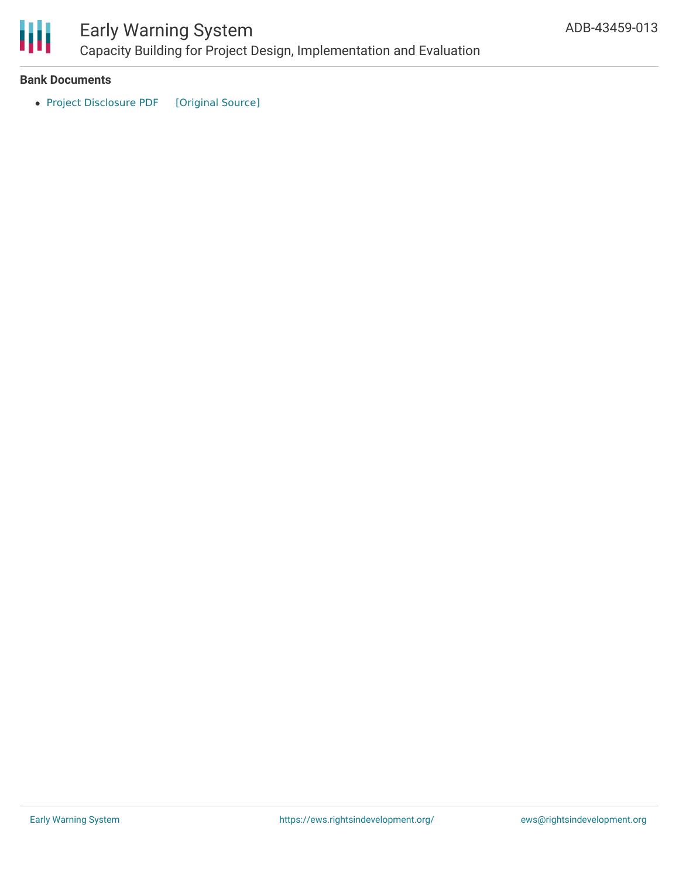**Bank Documents**

- Project Disclosure PDF [Original Source]